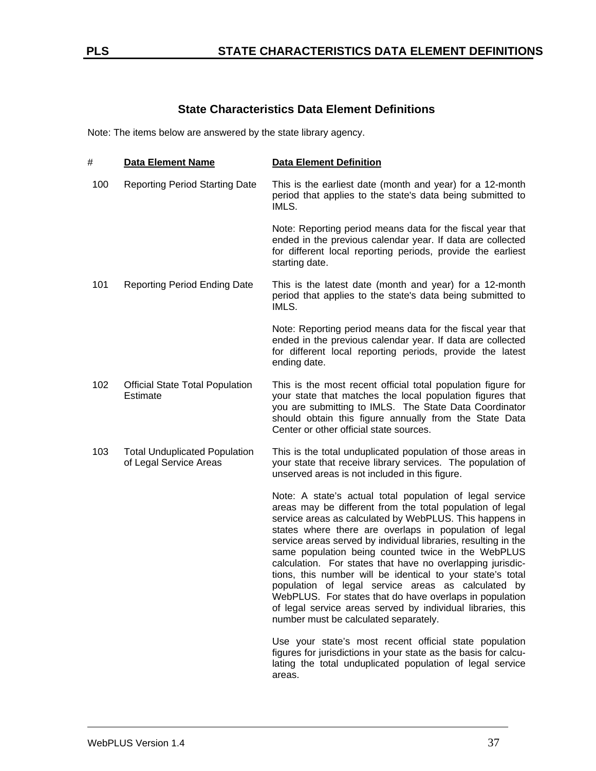## State Characteristics Data Element Definitions

Note: The items below are answered by the state library agency.

| # | Data Element Name | Data Element Definition |
|---|---|---|
| 100 | Reporting Period Starting Date | This is the earliest date (month and year) for a 12-month period that applies to the state's data being submitted to IMLS.<br><br>Note: Reporting period means data for the fiscal year that ended in the previous calendar year. If data are collected for different local reporting periods, provide the earliest starting date. |
| 101 | Reporting Period Ending Date | This is the latest date (month and year) for a 12-month period that applies to the state's data being submitted to IMLS.<br><br>Note: Reporting period means data for the fiscal year that ended in the previous calendar year. If data are collected for different local reporting periods, provide the latest ending date. |
| 102 | Official State Total Population Estimate | This is the most recent official total population figure for your state that matches the local population figures that you are submitting to IMLS. The State Data Coordinator should obtain this figure annually from the State Data Center or other official state sources. |
| 103 | Total Unduplicated Population of Legal Service Areas | This is the total unduplicated population of those areas in your state that receive library services. The population of unserved areas is not included in this figure.<br><br>Note: A state's actual total population of legal service areas may be different from the total population of legal service areas as calculated by WebPLUS. This happens in states where there are overlaps in population of legal service areas served by individual libraries, resulting in the same population being counted twice in the WebPLUS calculation. For states that have no overlapping jurisdictions, this number will be identical to your state's total population of legal service areas as calculated by WebPLUS. For states that do have overlaps in population of legal service areas served by individual libraries, this number must be calculated separately.<br><br>Use your state's most recent official state population figures for jurisdictions in your state as the basis for calculating the total unduplicated population of legal service areas. |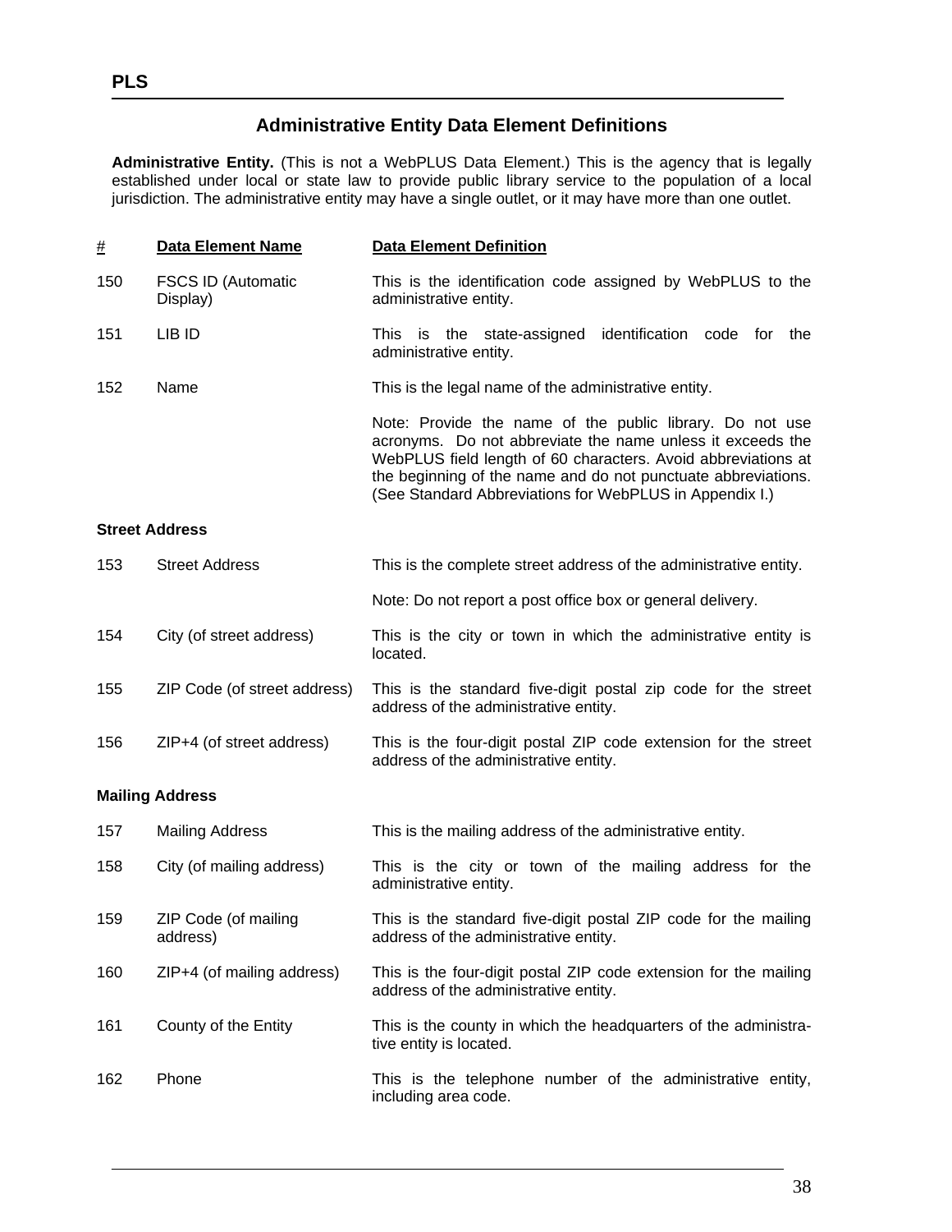## Administrative Entity Data Element Definitions

**Administrative Entity.** (This is not a WebPLUS Data Element.) This is the agency that is legally established under local or state law to provide public library service to the population of a local jurisdiction. The administrative entity may have a single outlet, or it may have more than one outlet.

| # | Data Element Name | Data Element Definition |
|---|---|---|
| 150 | FSCS ID (Automatic Display) | This is the identification code assigned by WebPLUS to the administrative entity. |
| 151 | LIB ID | This is the state-assigned identification code for the administrative entity. |
| 152 | Name | This is the legal name of the administrative entity. |
| | | Note: Provide the name of the public library. Do not use acronyms. Do not abbreviate the name unless it exceeds the WebPLUS field length of 60 characters. Avoid abbreviations at the beginning of the name and do not punctuate abbreviations. (See Standard Abbreviations for WebPLUS in Appendix I.) |
| **Street Address** | | |
| 153 | Street Address | This is the complete street address of the administrative entity. |
| | | Note: Do not report a post office box or general delivery. |
| 154 | City (of street address) | This is the city or town in which the administrative entity is located. |
| 155 | ZIP Code (of street address) | This is the standard five-digit postal zip code for the street address of the administrative entity. |
| 156 | ZIP+4 (of street address) | This is the four-digit postal ZIP code extension for the street address of the administrative entity. |
| **Mailing Address** | | |
| 157 | Mailing Address | This is the mailing address of the administrative entity. |
| 158 | City (of mailing address) | This is the city or town of the mailing address for the administrative entity. |
| 159 | ZIP Code (of mailing address) | This is the standard five-digit postal ZIP code for the mailing address of the administrative entity. |
| 160 | ZIP+4 (of mailing address) | This is the four-digit postal ZIP code extension for the mailing address of the administrative entity. |
| 161 | County of the Entity | This is the county in which the headquarters of the administrative entity is located. |
| 162 | Phone | This is the telephone number of the administrative entity, including area code. |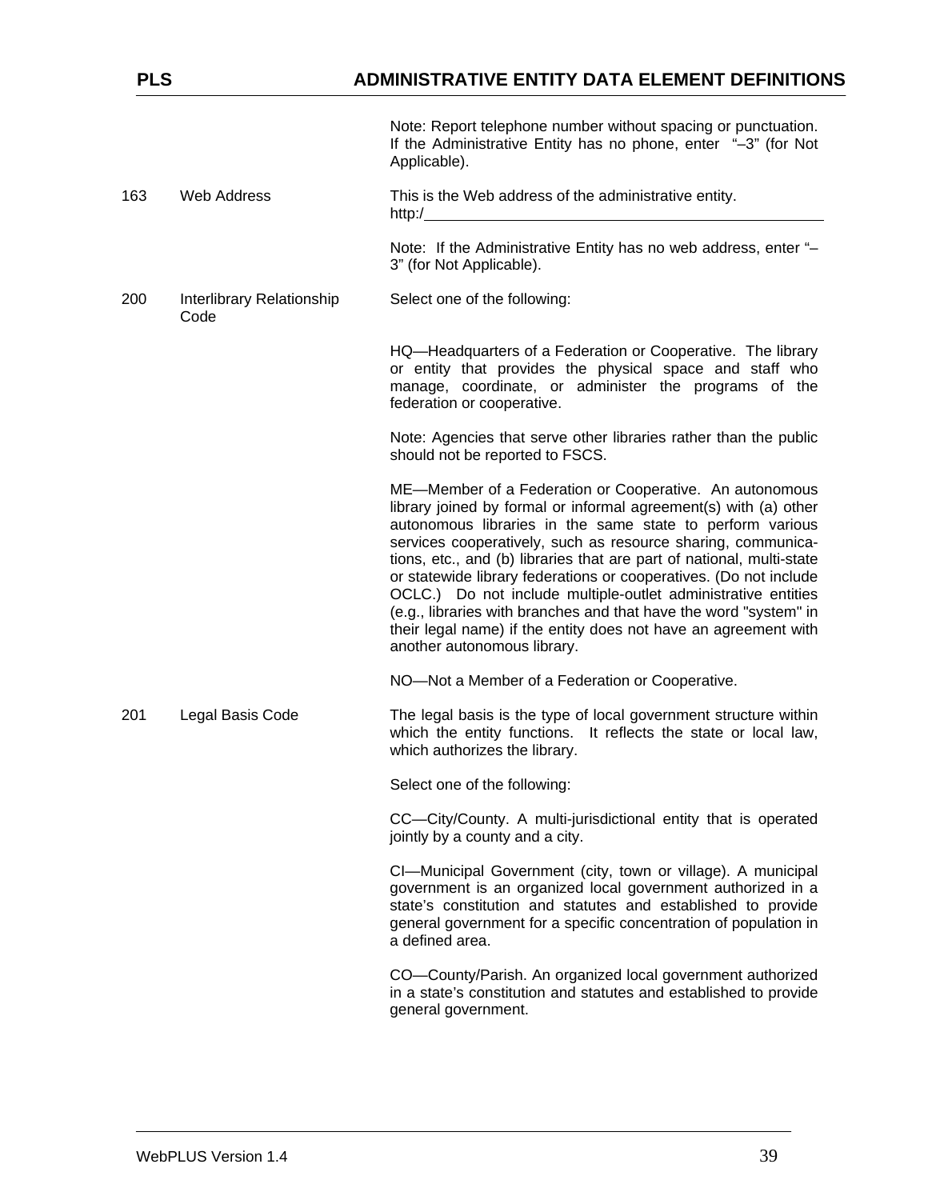| | | |
|---|---|---|
| | | Note: Report telephone number without spacing or punctuation. If the Administrative Entity has no phone, enter "–3" (for Not Applicable). |
| 163 | Web Address | This is the Web address of the administrative entity. http:/\_\_\_\_\_\_\_\_\_\_\_\_\_\_\_\_\_\_\_\_\_\_\_\_\_\_\_\_\_\_\_\_\_\_\_\_\_\_\_\_ |
| | | Note: If the Administrative Entity has no web address, enter "–3" (for Not Applicable). |
| 200 | Interlibrary Relationship Code | Select one of the following: |
| | | HQ—Headquarters of a Federation or Cooperative. The library or entity that provides the physical space and staff who manage, coordinate, or administer the programs of the federation or cooperative. |
| | | Note: Agencies that serve other libraries rather than the public should not be reported to FSCS. |
| | | ME—Member of a Federation or Cooperative. An autonomous library joined by formal or informal agreement(s) with (a) other autonomous libraries in the same state to perform various services cooperatively, such as resource sharing, communications, etc., and (b) libraries that are part of national, multi-state or statewide library federations or cooperatives. (Do not include OCLC.) Do not include multiple-outlet administrative entities (e.g., libraries with branches and that have the word "system" in their legal name) if the entity does not have an agreement with another autonomous library. |
| | | NO—Not a Member of a Federation or Cooperative. |
| 201 | Legal Basis Code | The legal basis is the type of local government structure within which the entity functions. It reflects the state or local law, which authorizes the library. |
| | | Select one of the following: |
| | | CC—City/County. A multi-jurisdictional entity that is operated jointly by a county and a city. |
| | | CI—Municipal Government (city, town or village). A municipal government is an organized local government authorized in a state's constitution and statutes and established to provide general government for a specific concentration of population in a defined area. |
| | | CO—County/Parish. An organized local government authorized in a state's constitution and statutes and established to provide general government. |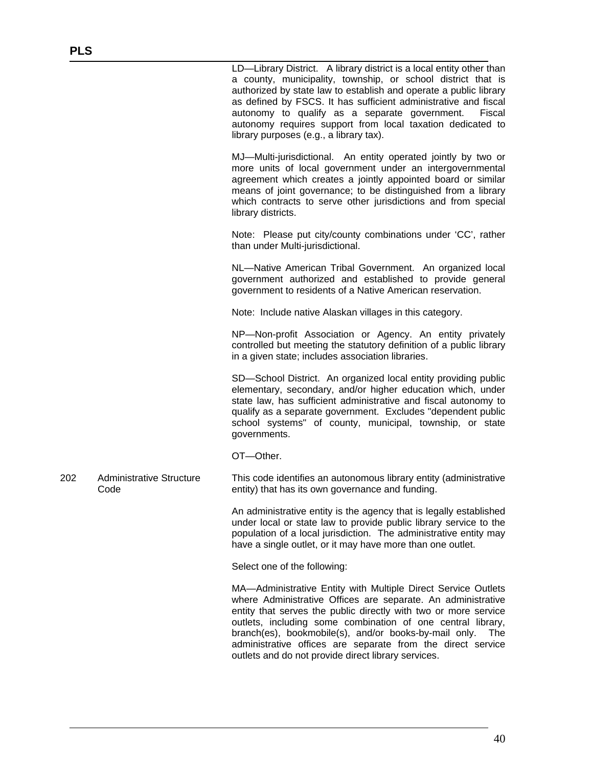LD—Library District. A library district is a local entity other than a county, municipality, township, or school district that is authorized by state law to establish and operate a public library as defined by FSCS. It has sufficient administrative and fiscal autonomy to qualify as a separate government. Fiscal autonomy requires support from local taxation dedicated to library purposes (e.g., a library tax).

MJ—Multi-jurisdictional. An entity operated jointly by two or more units of local government under an intergovernmental agreement which creates a jointly appointed board or similar means of joint governance; to be distinguished from a library which contracts to serve other jurisdictions and from special library districts.

Note: Please put city/county combinations under 'CC', rather than under Multi-jurisdictional.

NL—Native American Tribal Government. An organized local government authorized and established to provide general government to residents of a Native American reservation.

Note: Include native Alaskan villages in this category.

NP—Non-profit Association or Agency. An entity privately controlled but meeting the statutory definition of a public library in a given state; includes association libraries.

SD—School District. An organized local entity providing public elementary, secondary, and/or higher education which, under state law, has sufficient administrative and fiscal autonomy to qualify as a separate government. Excludes "dependent public school systems" of county, municipal, township, or state governments.

OT—Other.

**202 Administrative Structure Code**

This code identifies an autonomous library entity (administrative entity) that has its own governance and funding.

An administrative entity is the agency that is legally established under local or state law to provide public library service to the population of a local jurisdiction. The administrative entity may have a single outlet, or it may have more than one outlet.

Select one of the following:

MA—Administrative Entity with Multiple Direct Service Outlets where Administrative Offices are separate. An administrative entity that serves the public directly with two or more service outlets, including some combination of one central library, branch(es), bookmobile(s), and/or books-by-mail only. The administrative offices are separate from the direct service outlets and do not provide direct library services.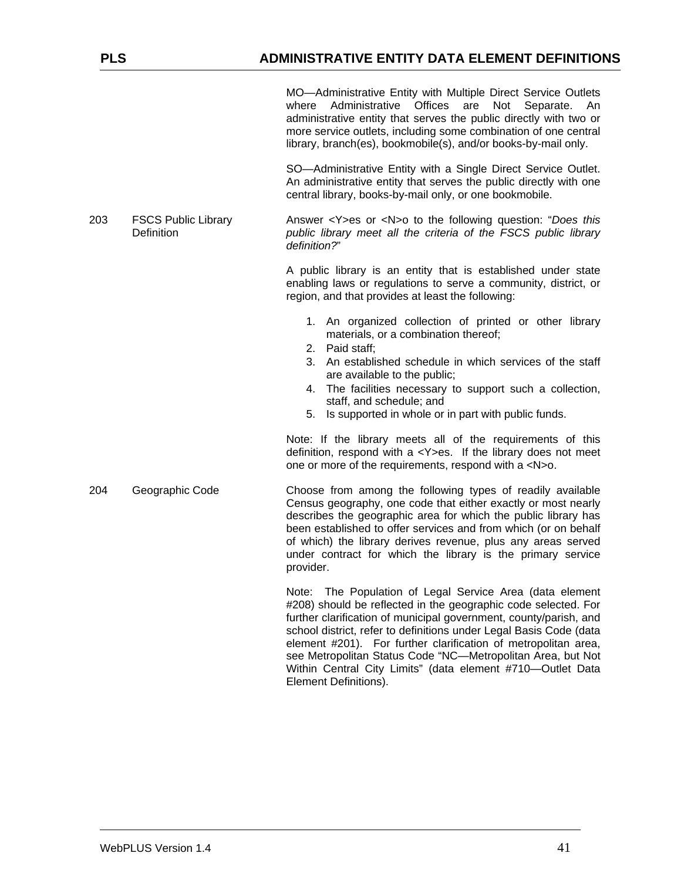MO—Administrative Entity with Multiple Direct Service Outlets where Administrative Offices are Not Separate. An administrative entity that serves the public directly with two or more service outlets, including some combination of one central library, branch(es), bookmobile(s), and/or books-by-mail only.

SO—Administrative Entity with a Single Direct Service Outlet. An administrative entity that serves the public directly with one central library, books-by-mail only, or one bookmobile.

**203 FSCS Public Library Definition**

Answer <Y>es or <N>o to the following question: "*Does this public library meet all the criteria of the FSCS public library definition?*"

A public library is an entity that is established under state enabling laws or regulations to serve a community, district, or region, and that provides at least the following:

1. An organized collection of printed or other library materials, or a combination thereof;
2. Paid staff;
3. An established schedule in which services of the staff are available to the public;
4. The facilities necessary to support such a collection, staff, and schedule; and
5. Is supported in whole or in part with public funds.

Note: If the library meets all of the requirements of this definition, respond with a <Y>es. If the library does not meet one or more of the requirements, respond with a <N>o.

**204 Geographic Code**

Choose from among the following types of readily available Census geography, one code that either exactly or most nearly describes the geographic area for which the public library has been established to offer services and from which (or on behalf of which) the library derives revenue, plus any areas served under contract for which the library is the primary service provider.

Note: The Population of Legal Service Area (data element #208) should be reflected in the geographic code selected. For further clarification of municipal government, county/parish, and school district, refer to definitions under Legal Basis Code (data element #201). For further clarification of metropolitan area, see Metropolitan Status Code "NC—Metropolitan Area, but Not Within Central City Limits" (data element #710—Outlet Data Element Definitions).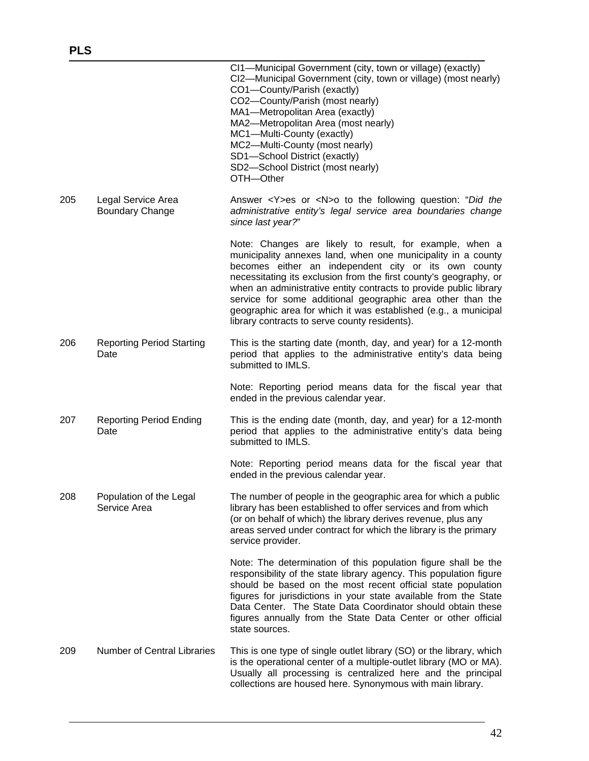| | | |
|---|---|---|
| | | CI1—Municipal Government (city, town or village) (exactly)<br>CI2—Municipal Government (city, town or village) (most nearly)<br>CO1—County/Parish (exactly)<br>CO2—County/Parish (most nearly)<br>MA1—Metropolitan Area (exactly)<br>MA2—Metropolitan Area (most nearly)<br>MC1—Multi-County (exactly)<br>MC2—Multi-County (most nearly)<br>SD1—School District (exactly)<br>SD2—School District (most nearly)<br>OTH—Other |
| 205 | Legal Service Area Boundary Change | Answer <Y>es or <N>o to the following question: "*Did the administrative entity's legal service area boundaries change since last year?*"<br><br>Note: Changes are likely to result, for example, when a municipality annexes land, when one municipality in a county becomes either an independent city or its own county necessitating its exclusion from the first county's geography, or when an administrative entity contracts to provide public library service for some additional geographic area other than the geographic area for which it was established (e.g., a municipal library contracts to serve county residents). |
| 206 | Reporting Period Starting Date | This is the starting date (month, day, and year) for a 12-month period that applies to the administrative entity's data being submitted to IMLS.<br><br>Note: Reporting period means data for the fiscal year that ended in the previous calendar year. |
| 207 | Reporting Period Ending Date | This is the ending date (month, day, and year) for a 12-month period that applies to the administrative entity's data being submitted to IMLS.<br><br>Note: Reporting period means data for the fiscal year that ended in the previous calendar year. |
| 208 | Population of the Legal Service Area | The number of people in the geographic area for which a public library has been established to offer services and from which (or on behalf of which) the library derives revenue, plus any areas served under contract for which the library is the primary service provider.<br><br>Note: The determination of this population figure shall be the responsibility of the state library agency. This population figure should be based on the most recent official state population figures for jurisdictions in your state available from the State Data Center. The State Data Coordinator should obtain these figures annually from the State Data Center or other official state sources. |
| 209 | Number of Central Libraries | This is one type of single outlet library (SO) or the library, which is the operational center of a multiple-outlet library (MO or MA). Usually all processing is centralized here and the principal collections are housed here. Synonymous with main library. |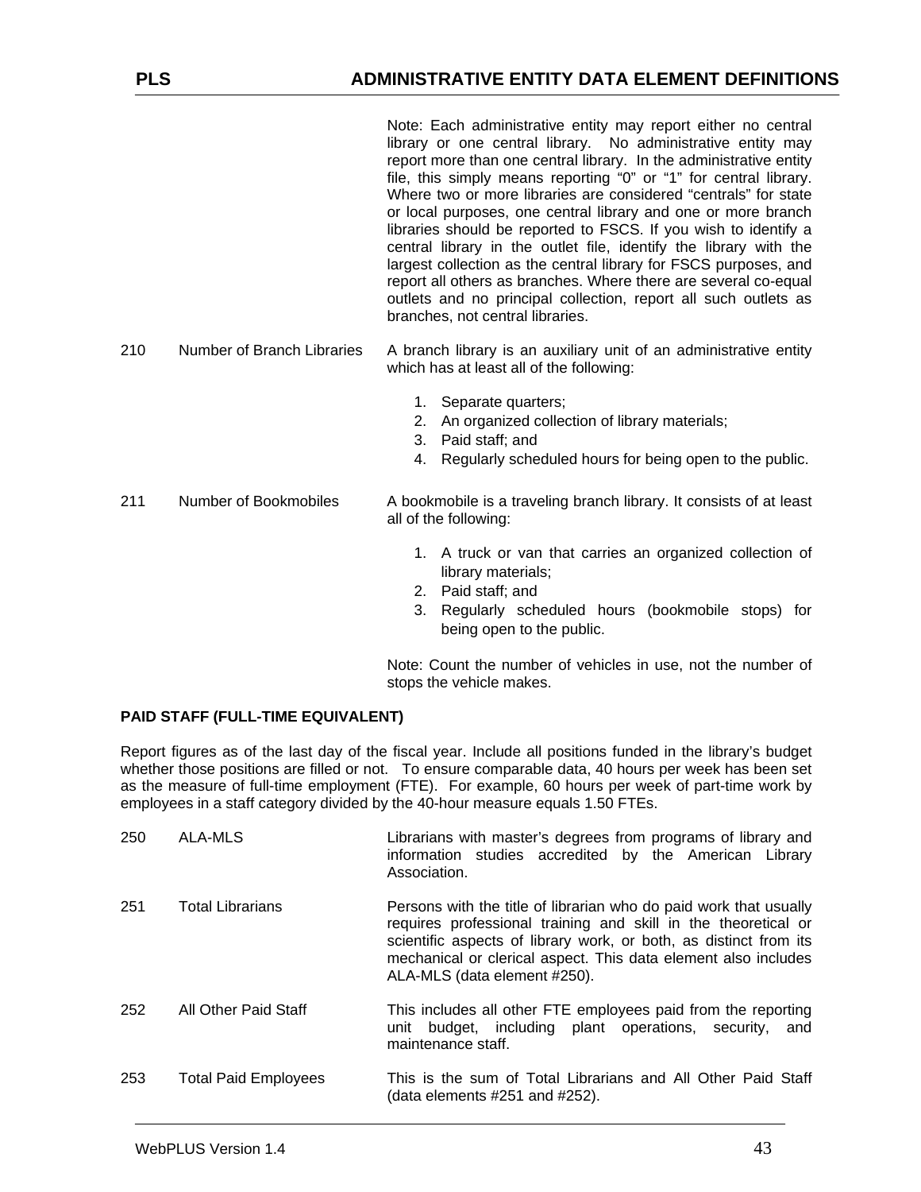| | | |
|---|---|---|
| | | Note: Each administrative entity may report either no central library or one central library. No administrative entity may report more than one central library. In the administrative entity file, this simply means reporting "0" or "1" for central library. Where two or more libraries are considered "centrals" for state or local purposes, one central library and one or more branch libraries should be reported to FSCS. If you wish to identify a central library in the outlet file, identify the library with the largest collection as the central library for FSCS purposes, and report all others as branches. Where there are several co-equal outlets and no principal collection, report all such outlets as branches, not central libraries. |
| 210 | Number of Branch Libraries | A branch library is an auxiliary unit of an administrative entity which has at least all of the following:<br><br>1. Separate quarters;<br>2. An organized collection of library materials;<br>3. Paid staff; and<br>4. Regularly scheduled hours for being open to the public. |
| 211 | Number of Bookmobiles | A bookmobile is a traveling branch library. It consists of at least all of the following:<br><br>1. A truck or van that carries an organized collection of library materials;<br>2. Paid staff; and<br>3. Regularly scheduled hours (bookmobile stops) for being open to the public.<br><br>Note: Count the number of vehicles in use, not the number of stops the vehicle makes. |

**PAID STAFF (FULL-TIME EQUIVALENT)**

Report figures as of the last day of the fiscal year. Include all positions funded in the library's budget whether those positions are filled or not. To ensure comparable data, 40 hours per week has been set as the measure of full-time employment (FTE). For example, 60 hours per week of part-time work by employees in a staff category divided by the 40-hour measure equals 1.50 FTEs.

| | | |
|---|---|---|
| 250 | ALA-MLS | Librarians with master's degrees from programs of library and information studies accredited by the American Library Association. |
| 251 | Total Librarians | Persons with the title of librarian who do paid work that usually requires professional training and skill in the theoretical or scientific aspects of library work, or both, as distinct from its mechanical or clerical aspect. This data element also includes ALA-MLS (data element #250). |
| 252 | All Other Paid Staff | This includes all other FTE employees paid from the reporting unit budget, including plant operations, security, and maintenance staff. |
| 253 | Total Paid Employees | This is the sum of Total Librarians and All Other Paid Staff (data elements #251 and #252). |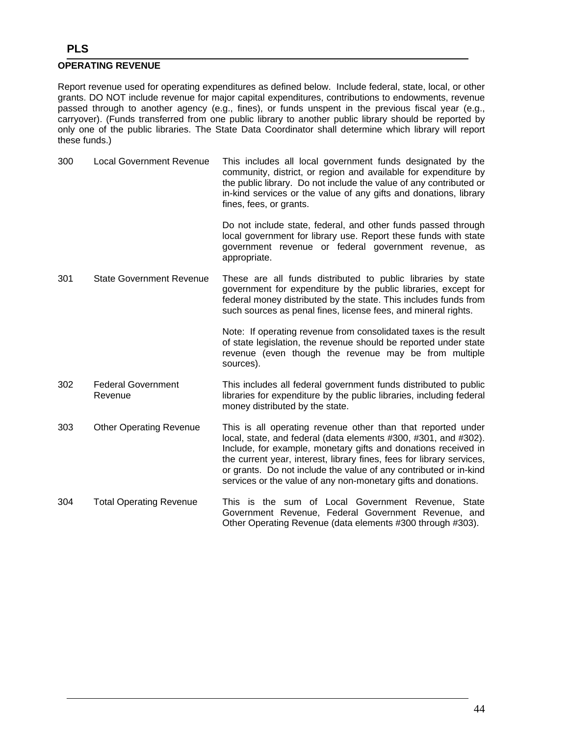## PLS

### OPERATING REVENUE

Report revenue used for operating expenditures as defined below. Include federal, state, local, or other grants. DO NOT include revenue for major capital expenditures, contributions to endowments, revenue passed through to another agency (e.g., fines), or funds unspent in the previous fiscal year (e.g., carryover). (Funds transferred from one public library to another public library should be reported by only one of the public libraries. The State Data Coordinator shall determine which library will report these funds.)

| | | |
|---|---|---|
| 300 | Local Government Revenue | This includes all local government funds designated by the community, district, or region and available for expenditure by the public library. Do not include the value of any contributed or in-kind services or the value of any gifts and donations, library fines, fees, or grants.<br><br>Do not include state, federal, and other funds passed through local government for library use. Report these funds with state government revenue or federal government revenue, as appropriate. |
| 301 | State Government Revenue | These are all funds distributed to public libraries by state government for expenditure by the public libraries, except for federal money distributed by the state. This includes funds from such sources as penal fines, license fees, and mineral rights.<br><br>Note: If operating revenue from consolidated taxes is the result of state legislation, the revenue should be reported under state revenue (even though the revenue may be from multiple sources). |
| 302 | Federal Government Revenue | This includes all federal government funds distributed to public libraries for expenditure by the public libraries, including federal money distributed by the state. |
| 303 | Other Operating Revenue | This is all operating revenue other than that reported under local, state, and federal (data elements #300, #301, and #302). Include, for example, monetary gifts and donations received in the current year, interest, library fines, fees for library services, or grants. Do not include the value of any contributed or in-kind services or the value of any non-monetary gifts and donations. |
| 304 | Total Operating Revenue | This is the sum of Local Government Revenue, State Government Revenue, Federal Government Revenue, and Other Operating Revenue (data elements #300 through #303). |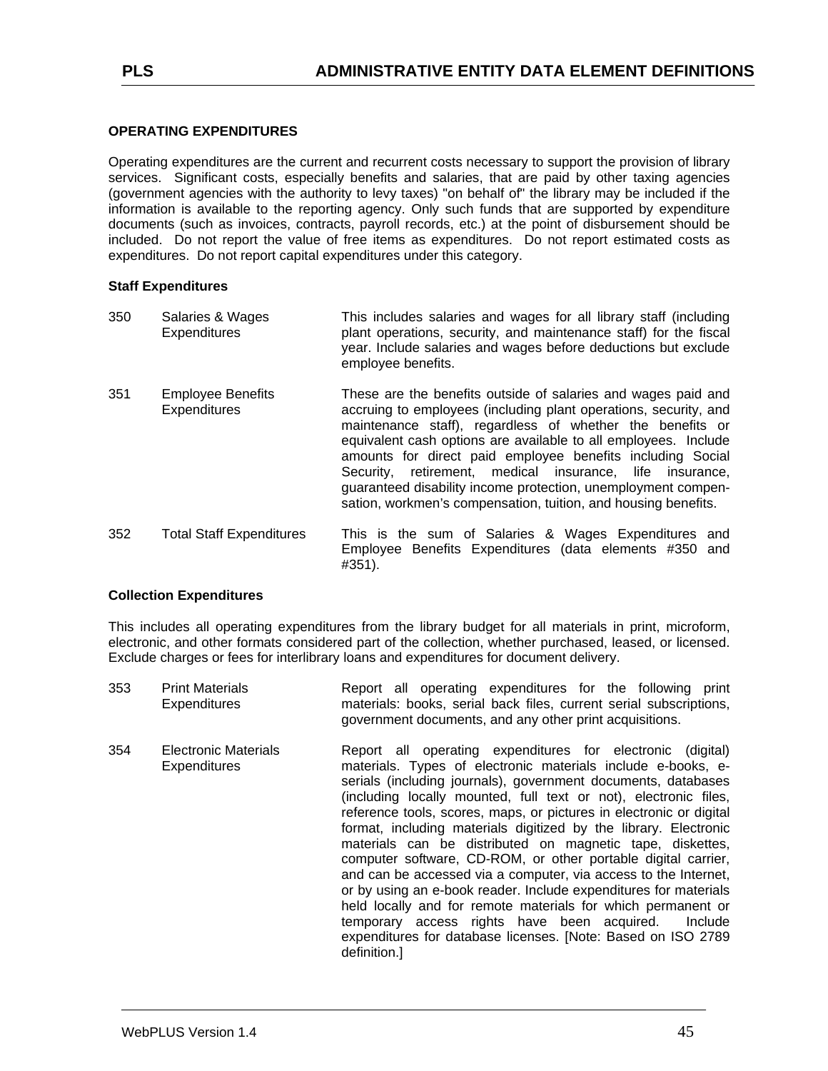## OPERATING EXPENDITURES

Operating expenditures are the current and recurrent costs necessary to support the provision of library services. Significant costs, especially benefits and salaries, that are paid by other taxing agencies (government agencies with the authority to levy taxes) "on behalf of" the library may be included if the information is available to the reporting agency. Only such funds that are supported by expenditure documents (such as invoices, contracts, payroll records, etc.) at the point of disbursement should be included. Do not report the value of free items as expenditures. Do not report estimated costs as expenditures. Do not report capital expenditures under this category.

### Staff Expenditures

| | | |
|---|---|---|
| 350 | Salaries & Wages Expenditures | This includes salaries and wages for all library staff (including plant operations, security, and maintenance staff) for the fiscal year. Include salaries and wages before deductions but exclude employee benefits. |
| 351 | Employee Benefits Expenditures | These are the benefits outside of salaries and wages paid and accruing to employees (including plant operations, security, and maintenance staff), regardless of whether the benefits or equivalent cash options are available to all employees. Include amounts for direct paid employee benefits including Social Security, retirement, medical insurance, life insurance, guaranteed disability income protection, unemployment compensation, workmen's compensation, tuition, and housing benefits. |
| 352 | Total Staff Expenditures | This is the sum of Salaries & Wages Expenditures and Employee Benefits Expenditures (data elements #350 and #351). |

### Collection Expenditures

This includes all operating expenditures from the library budget for all materials in print, microform, electronic, and other formats considered part of the collection, whether purchased, leased, or licensed. Exclude charges or fees for interlibrary loans and expenditures for document delivery.

| | | |
|---|---|---|
| 353 | Print Materials Expenditures | Report all operating expenditures for the following print materials: books, serial back files, current serial subscriptions, government documents, and any other print acquisitions. |
| 354 | Electronic Materials Expenditures | Report all operating expenditures for electronic (digital) materials. Types of electronic materials include e-books, e-serials (including journals), government documents, databases (including locally mounted, full text or not), electronic files, reference tools, scores, maps, or pictures in electronic or digital format, including materials digitized by the library. Electronic materials can be distributed on magnetic tape, diskettes, computer software, CD-ROM, or other portable digital carrier, and can be accessed via a computer, via access to the Internet, or by using an e-book reader. Include expenditures for materials held locally and for remote materials for which permanent or temporary access rights have been acquired. Include expenditures for database licenses. [Note: Based on ISO 2789 definition.] |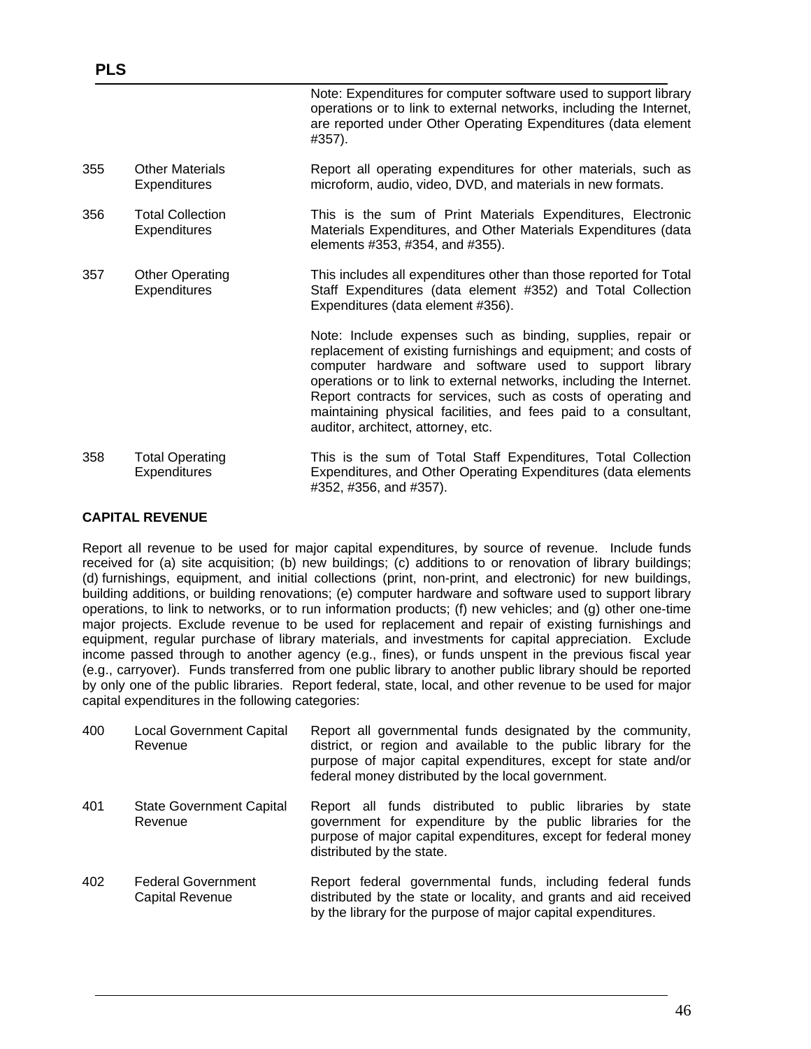Note: Expenditures for computer software used to support library operations or to link to external networks, including the Internet, are reported under Other Operating Expenditures (data element #357).

| | | |
|---|---|---|
| 355 | Other Materials Expenditures | Report all operating expenditures for other materials, such as microform, audio, video, DVD, and materials in new formats. |
| 356 | Total Collection Expenditures | This is the sum of Print Materials Expenditures, Electronic Materials Expenditures, and Other Materials Expenditures (data elements #353, #354, and #355). |
| 357 | Other Operating Expenditures | This includes all expenditures other than those reported for Total Staff Expenditures (data element #352) and Total Collection Expenditures (data element #356).<br><br>Note: Include expenses such as binding, supplies, repair or replacement of existing furnishings and equipment; and costs of computer hardware and software used to support library operations or to link to external networks, including the Internet. Report contracts for services, such as costs of operating and maintaining physical facilities, and fees paid to a consultant, auditor, architect, attorney, etc. |
| 358 | Total Operating Expenditures | This is the sum of Total Staff Expenditures, Total Collection Expenditures, and Other Operating Expenditures (data elements #352, #356, and #357). |

**CAPITAL REVENUE**

Report all revenue to be used for major capital expenditures, by source of revenue. Include funds received for (a) site acquisition; (b) new buildings; (c) additions to or renovation of library buildings; (d) furnishings, equipment, and initial collections (print, non-print, and electronic) for new buildings, building additions, or building renovations; (e) computer hardware and software used to support library operations, to link to networks, or to run information products; (f) new vehicles; and (g) other one-time major projects. Exclude revenue to be used for replacement and repair of existing furnishings and equipment, regular purchase of library materials, and investments for capital appreciation. Exclude income passed through to another agency (e.g., fines), or funds unspent in the previous fiscal year (e.g., carryover). Funds transferred from one public library to another public library should be reported by only one of the public libraries. Report federal, state, local, and other revenue to be used for major capital expenditures in the following categories:

| | | |
|---|---|---|
| 400 | Local Government Capital Revenue | Report all governmental funds designated by the community, district, or region and available to the public library for the purpose of major capital expenditures, except for state and/or federal money distributed by the local government. |
| 401 | State Government Capital Revenue | Report all funds distributed to public libraries by state government for expenditure by the public libraries for the purpose of major capital expenditures, except for federal money distributed by the state. |
| 402 | Federal Government Capital Revenue | Report federal governmental funds, including federal funds distributed by the state or locality, and grants and aid received by the library for the purpose of major capital expenditures. |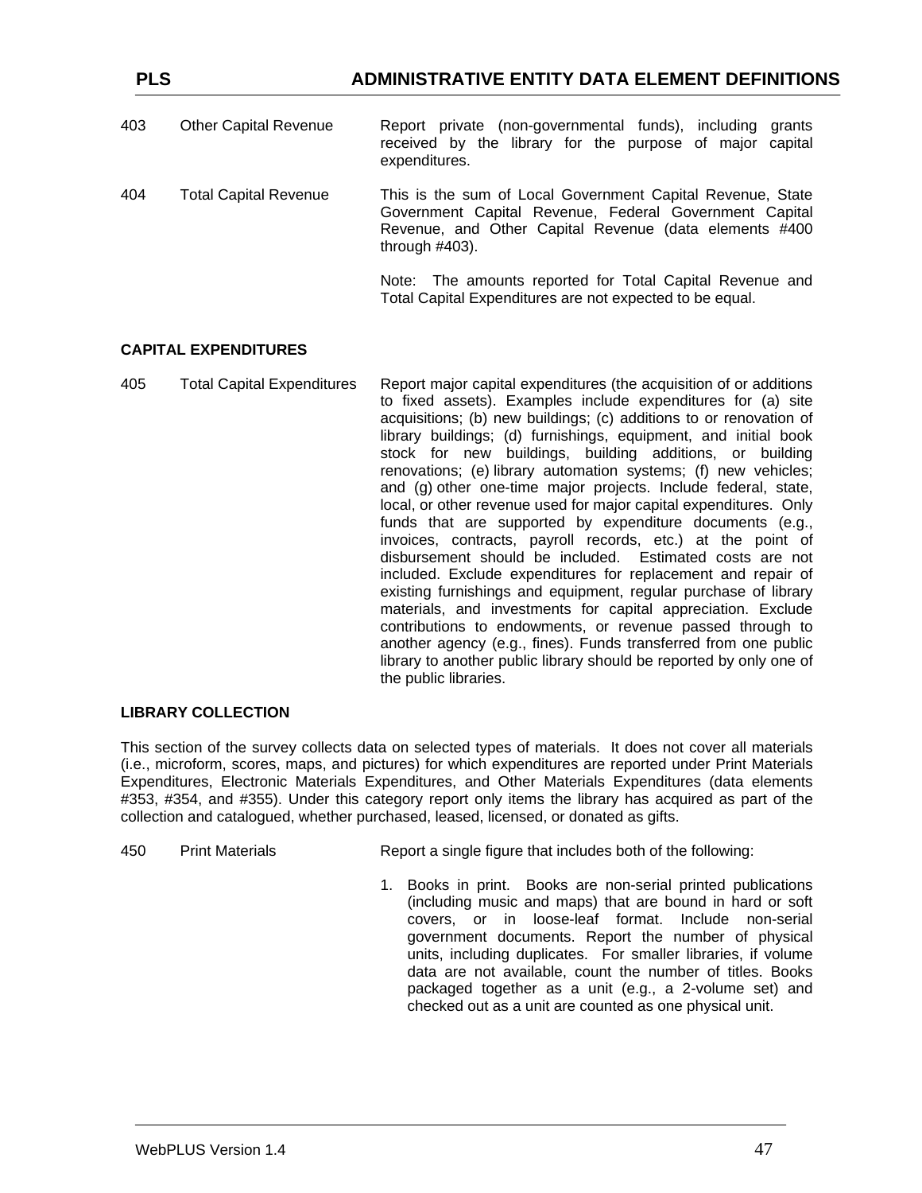| | | |
|---|---|---|
| 403 | Other Capital Revenue | Report private (non-governmental funds), including grants received by the library for the purpose of major capital expenditures. |
| 404 | Total Capital Revenue | This is the sum of Local Government Capital Revenue, State Government Capital Revenue, Federal Government Capital Revenue, and Other Capital Revenue (data elements #400 through #403).<br><br>Note: The amounts reported for Total Capital Revenue and Total Capital Expenditures are not expected to be equal. |

**CAPITAL EXPENDITURES**

| | | |
|---|---|---|
| 405 | Total Capital Expenditures | Report major capital expenditures (the acquisition of or additions to fixed assets). Examples include expenditures for (a) site acquisitions; (b) new buildings; (c) additions to or renovation of library buildings; (d) furnishings, equipment, and initial book stock for new buildings, building additions, or building renovations; (e) library automation systems; (f) new vehicles; and (g) other one-time major projects. Include federal, state, local, or other revenue used for major capital expenditures. Only funds that are supported by expenditure documents (e.g., invoices, contracts, payroll records, etc.) at the point of disbursement should be included. Estimated costs are not included. Exclude expenditures for replacement and repair of existing furnishings and equipment, regular purchase of library materials, and investments for capital appreciation. Exclude contributions to endowments, or revenue passed through to another agency (e.g., fines). Funds transferred from one public library to another public library should be reported by only one of the public libraries. |

**LIBRARY COLLECTION**

This section of the survey collects data on selected types of materials. It does not cover all materials (i.e., microform, scores, maps, and pictures) for which expenditures are reported under Print Materials Expenditures, Electronic Materials Expenditures, and Other Materials Expenditures (data elements #353, #354, and #355). Under this category report only items the library has acquired as part of the collection and catalogued, whether purchased, leased, licensed, or donated as gifts.

| | | |
|---|---|---|
| 450 | Print Materials | Report a single figure that includes both of the following:<br><br>1. Books in print. Books are non-serial printed publications (including music and maps) that are bound in hard or soft covers, or in loose-leaf format. Include non-serial government documents. Report the number of physical units, including duplicates. For smaller libraries, if volume data are not available, count the number of titles. Books packaged together as a unit (e.g., a 2-volume set) and checked out as a unit are counted as one physical unit. |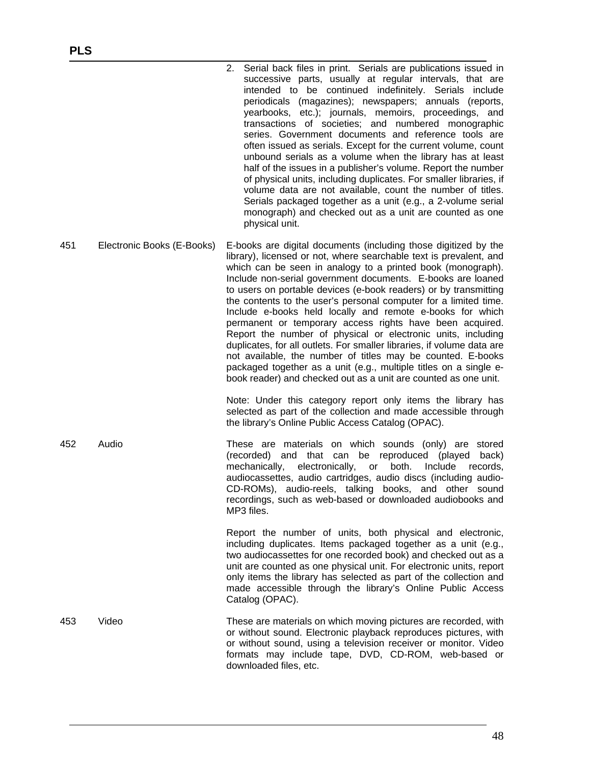2. Serial back files in print. Serials are publications issued in successive parts, usually at regular intervals, that are intended to be continued indefinitely. Serials include periodicals (magazines); newspapers; annuals (reports, yearbooks, etc.); journals, memoirs, proceedings, and transactions of societies; and numbered monographic series. Government documents and reference tools are often issued as serials. Except for the current volume, count unbound serials as a volume when the library has at least half of the issues in a publisher's volume. Report the number of physical units, including duplicates. For smaller libraries, if volume data are not available, count the number of titles. Serials packaged together as a unit (e.g., a 2-volume serial monograph) and checked out as a unit are counted as one physical unit.

| | | |
|---|---|---|
| 451 | Electronic Books (E-Books) | E-books are digital documents (including those digitized by the library), licensed or not, where searchable text is prevalent, and which can be seen in analogy to a printed book (monograph). Include non-serial government documents. E-books are loaned to users on portable devices (e-book readers) or by transmitting the contents to the user's personal computer for a limited time. Include e-books held locally and remote e-books for which permanent or temporary access rights have been acquired. Report the number of physical or electronic units, including duplicates, for all outlets. For smaller libraries, if volume data are not available, the number of titles may be counted. E-books packaged together as a unit (e.g., multiple titles on a single e-book reader) and checked out as a unit are counted as one unit.<br><br>Note: Under this category report only items the library has selected as part of the collection and made accessible through the library's Online Public Access Catalog (OPAC). |
| 452 | Audio | These are materials on which sounds (only) are stored (recorded) and that can be reproduced (played back) mechanically, electronically, or both. Include records, audiocassettes, audio cartridges, audio discs (including audio-CD-ROMs), audio-reels, talking books, and other sound recordings, such as web-based or downloaded audiobooks and MP3 files.<br><br>Report the number of units, both physical and electronic, including duplicates. Items packaged together as a unit (e.g., two audiocassettes for one recorded book) and checked out as a unit are counted as one physical unit. For electronic units, report only items the library has selected as part of the collection and made accessible through the library's Online Public Access Catalog (OPAC). |
| 453 | Video | These are materials on which moving pictures are recorded, with or without sound. Electronic playback reproduces pictures, with or without sound, using a television receiver or monitor. Video formats may include tape, DVD, CD-ROM, web-based or downloaded files, etc. |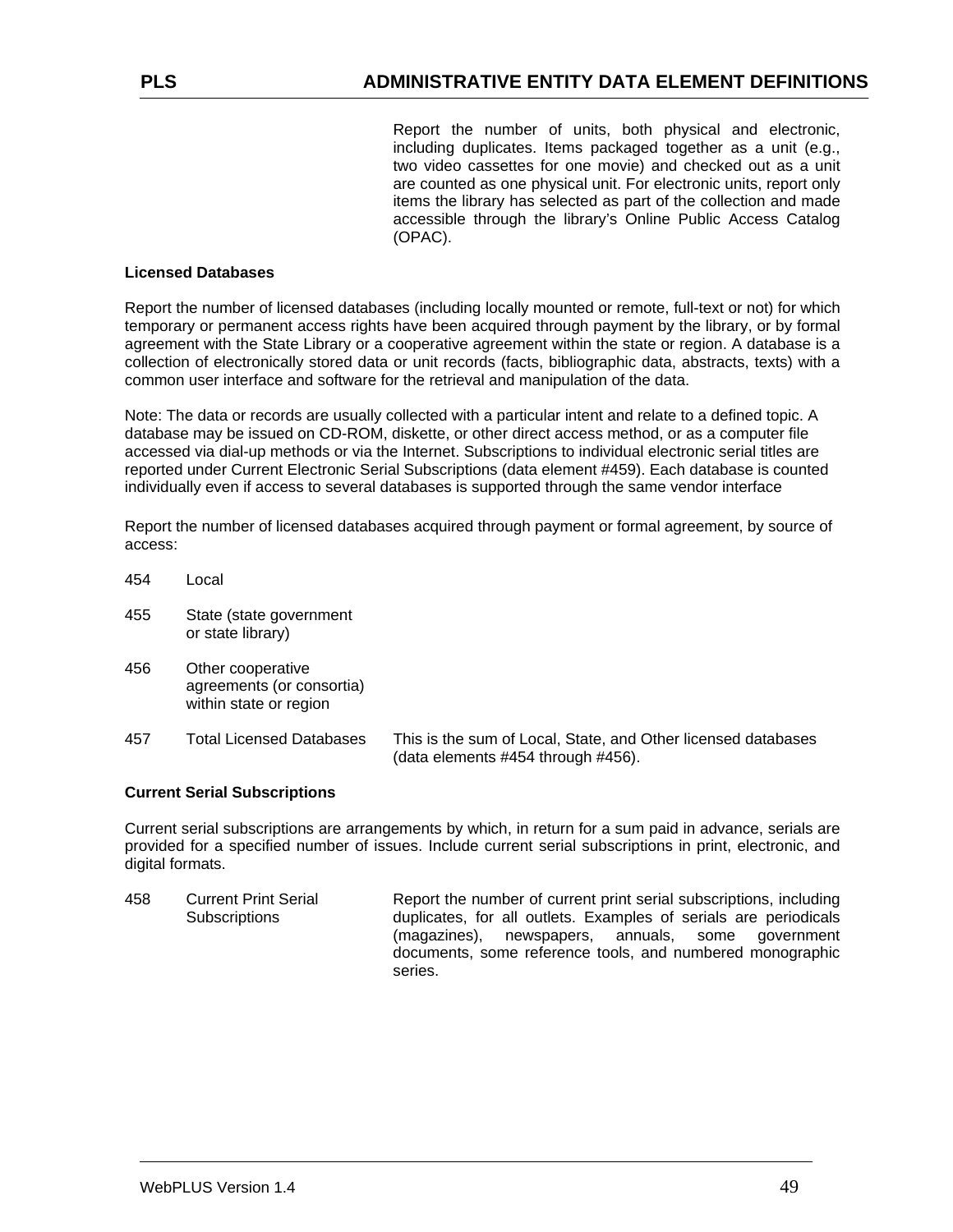Report the number of units, both physical and electronic, including duplicates. Items packaged together as a unit (e.g., two video cassettes for one movie) and checked out as a unit are counted as one physical unit. For electronic units, report only items the library has selected as part of the collection and made accessible through the library's Online Public Access Catalog (OPAC).

**Licensed Databases**

Report the number of licensed databases (including locally mounted or remote, full-text or not) for which temporary or permanent access rights have been acquired through payment by the library, or by formal agreement with the State Library or a cooperative agreement within the state or region. A database is a collection of electronically stored data or unit records (facts, bibliographic data, abstracts, texts) with a common user interface and software for the retrieval and manipulation of the data.

Note: The data or records are usually collected with a particular intent and relate to a defined topic. A database may be issued on CD-ROM, diskette, or other direct access method, or as a computer file accessed via dial-up methods or via the Internet. Subscriptions to individual electronic serial titles are reported under Current Electronic Serial Subscriptions (data element #459). Each database is counted individually even if access to several databases is supported through the same vendor interface

Report the number of licensed databases acquired through payment or formal agreement, by source of access:

| | | |
|---|---|---|
| 454 | Local | |
| 455 | State (state government or state library) | |
| 456 | Other cooperative agreements (or consortia) within state or region | |
| 457 | Total Licensed Databases | This is the sum of Local, State, and Other licensed databases (data elements #454 through #456). |

**Current Serial Subscriptions**

Current serial subscriptions are arrangements by which, in return for a sum paid in advance, serials are provided for a specified number of issues. Include current serial subscriptions in print, electronic, and digital formats.

| | | |
|---|---|---|
| 458 | Current Print Serial Subscriptions | Report the number of current print serial subscriptions, including duplicates, for all outlets. Examples of serials are periodicals (magazines), newspapers, annuals, some government documents, some reference tools, and numbered monographic series. |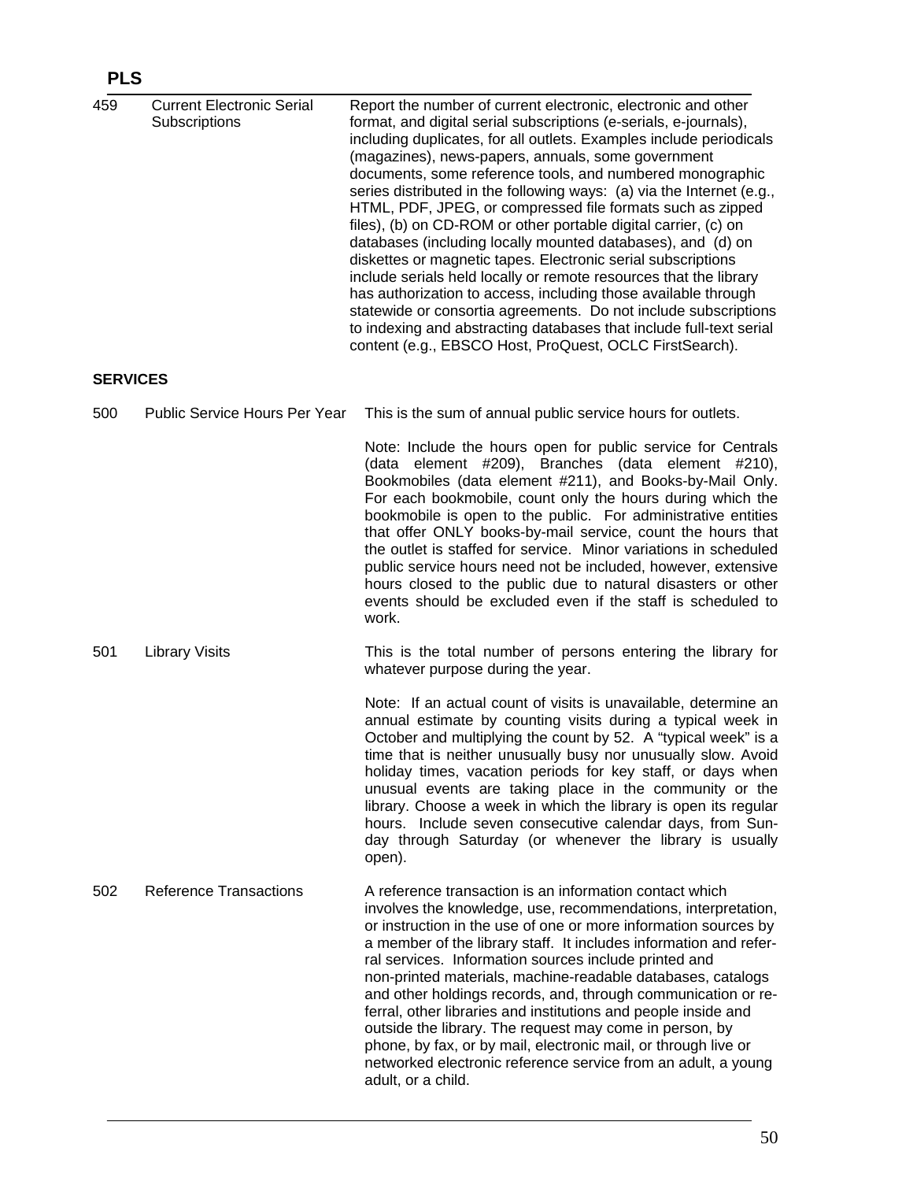| | | |
|---|---|---|
| 459 | Current Electronic Serial Subscriptions | Report the number of current electronic, electronic and other format, and digital serial subscriptions (e-serials, e-journals), including duplicates, for all outlets. Examples include periodicals (magazines), news-papers, annuals, some government documents, some reference tools, and numbered monographic series distributed in the following ways: (a) via the Internet (e.g., HTML, PDF, JPEG, or compressed file formats such as zipped files), (b) on CD-ROM or other portable digital carrier, (c) on databases (including locally mounted databases), and (d) on diskettes or magnetic tapes. Electronic serial subscriptions include serials held locally or remote resources that the library has authorization to access, including those available through statewide or consortia agreements. Do not include subscriptions to indexing and abstracting databases that include full-text serial content (e.g., EBSCO Host, ProQuest, OCLC FirstSearch). |

## SERVICES

| | | |
|---|---|---|
| 500 | Public Service Hours Per Year | This is the sum of annual public service hours for outlets.<br><br>Note: Include the hours open for public service for Centrals (data element #209), Branches (data element #210), Bookmobiles (data element #211), and Books-by-Mail Only. For each bookmobile, count only the hours during which the bookmobile is open to the public. For administrative entities that offer ONLY books-by-mail service, count the hours that the outlet is staffed for service. Minor variations in scheduled public service hours need not be included, however, extensive hours closed to the public due to natural disasters or other events should be excluded even if the staff is scheduled to work. |
| 501 | Library Visits | This is the total number of persons entering the library for whatever purpose during the year.<br><br>Note: If an actual count of visits is unavailable, determine an annual estimate by counting visits during a typical week in October and multiplying the count by 52. A "typical week" is a time that is neither unusually busy nor unusually slow. Avoid holiday times, vacation periods for key staff, or days when unusual events are taking place in the community or the library. Choose a week in which the library is open its regular hours. Include seven consecutive calendar days, from Sunday through Saturday (or whenever the library is usually open). |
| 502 | Reference Transactions | A reference transaction is an information contact which involves the knowledge, use, recommendations, interpretation, or instruction in the use of one or more information sources by a member of the library staff. It includes information and referral services. Information sources include printed and non-printed materials, machine-readable databases, catalogs and other holdings records, and, through communication or referral, other libraries and institutions and people inside and outside the library. The request may come in person, by phone, by fax, or by mail, electronic mail, or through live or networked electronic reference service from an adult, a young adult, or a child. |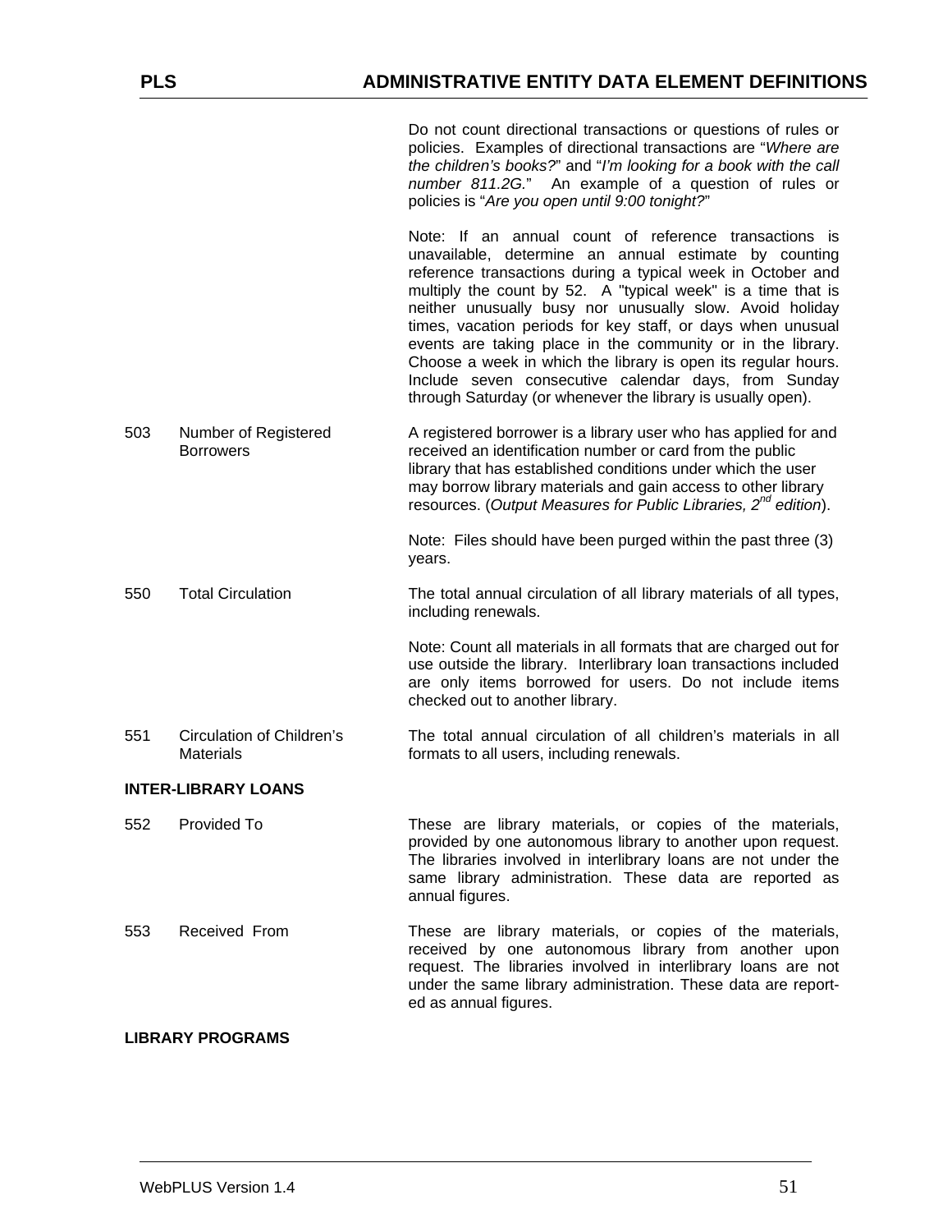| | | |
|---|---|---|
| | | Do not count directional transactions or questions of rules or policies. Examples of directional transactions are "*Where are the children's books?*" and "*I'm looking for a book with the call number 811.2G.*" An example of a question of rules or policies is "*Are you open until 9:00 tonight?*"<br><br>Note: If an annual count of reference transactions is unavailable, determine an annual estimate by counting reference transactions during a typical week in October and multiply the count by 52. A "typical week" is a time that is neither unusually busy nor unusually slow. Avoid holiday times, vacation periods for key staff, or days when unusual events are taking place in the community or in the library. Choose a week in which the library is open its regular hours. Include seven consecutive calendar days, from Sunday through Saturday (or whenever the library is usually open). |
| 503 | Number of Registered Borrowers | A registered borrower is a library user who has applied for and received an identification number or card from the public library that has established conditions under which the user may borrow library materials and gain access to other library resources. (*Output Measures for Public Libraries, 2nd edition*).<br><br>Note: Files should have been purged within the past three (3) years. |
| 550 | Total Circulation | The total annual circulation of all library materials of all types, including renewals.<br><br>Note: Count all materials in all formats that are charged out for use outside the library. Interlibrary loan transactions included are only items borrowed for users. Do not include items checked out to another library. |
| 551 | Circulation of Children's Materials | The total annual circulation of all children's materials in all formats to all users, including renewals. |

**INTER-LIBRARY LOANS**

| | | |
|---|---|---|
| 552 | Provided To | These are library materials, or copies of the materials, provided by one autonomous library to another upon request. The libraries involved in interlibrary loans are not under the same library administration. These data are reported as annual figures. |
| 553 | Received From | These are library materials, or copies of the materials, received by one autonomous library from another upon request. The libraries involved in interlibrary loans are not under the same library administration. These data are report-ed as annual figures. |

**LIBRARY PROGRAMS**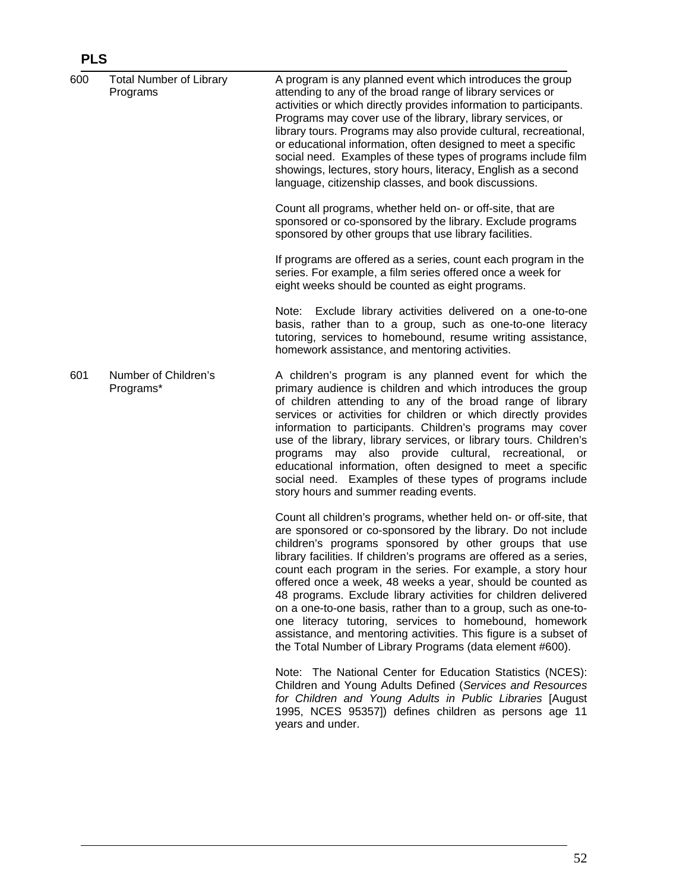| | | |
|---|---|---|
| 600 | Total Number of Library Programs | A program is any planned event which introduces the group attending to any of the broad range of library services or activities or which directly provides information to participants. Programs may cover use of the library, library services, or library tours. Programs may also provide cultural, recreational, or educational information, often designed to meet a specific social need. Examples of these types of programs include film showings, lectures, story hours, literacy, English as a second language, citizenship classes, and book discussions.<br><br>Count all programs, whether held on- or off-site, that are sponsored or co-sponsored by the library. Exclude programs sponsored by other groups that use library facilities.<br><br>If programs are offered as a series, count each program in the series. For example, a film series offered once a week for eight weeks should be counted as eight programs.<br><br>Note: Exclude library activities delivered on a one-to-one basis, rather than to a group, such as one-to-one literacy tutoring, services to homebound, resume writing assistance, homework assistance, and mentoring activities. |
| 601 | Number of Children's Programs* | A children's program is any planned event for which the primary audience is children and which introduces the group of children attending to any of the broad range of library services or activities for children or which directly provides information to participants. Children's programs may cover use of the library, library services, or library tours. Children's programs may also provide cultural, recreational, or educational information, often designed to meet a specific social need. Examples of these types of programs include story hours and summer reading events.<br><br>Count all children's programs, whether held on- or off-site, that are sponsored or co-sponsored by the library. Do not include children's programs sponsored by other groups that use library facilities. If children's programs are offered as a series, count each program in the series. For example, a story hour offered once a week, 48 weeks a year, should be counted as 48 programs. Exclude library activities for children delivered on a one-to-one basis, rather than to a group, such as one-to-one literacy tutoring, services to homebound, homework assistance, and mentoring activities. This figure is a subset of the Total Number of Library Programs (data element #600).<br><br>Note: The National Center for Education Statistics (NCES): Children and Young Adults Defined (*Services and Resources for Children and Young Adults in Public Libraries* [August 1995, NCES 95357]) defines children as persons age 11 years and under. |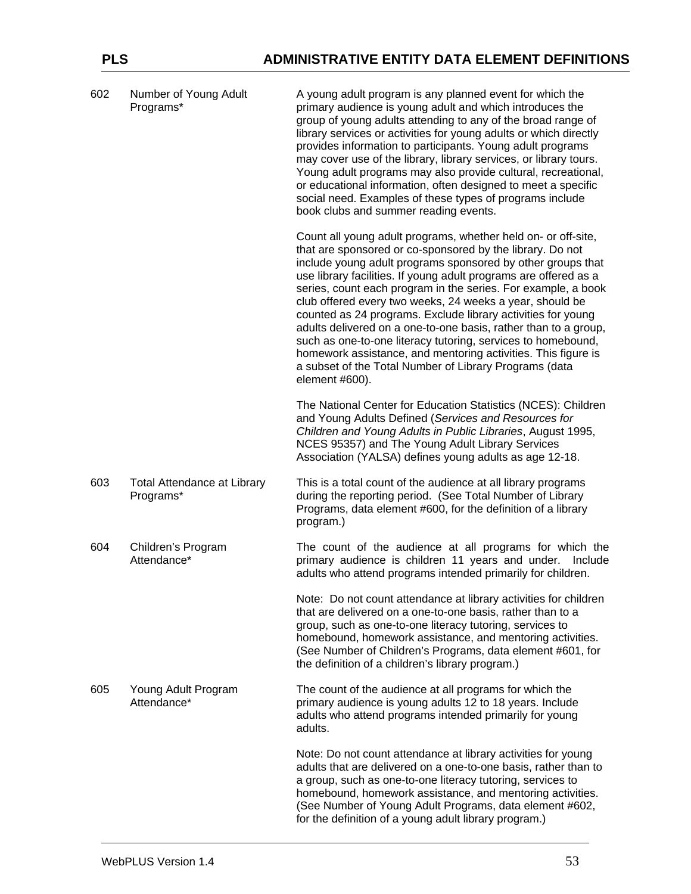| | | |
|---|---|---|
| 602 | Number of Young Adult Programs* | A young adult program is any planned event for which the primary audience is young adult and which introduces the group of young adults attending to any of the broad range of library services or activities for young adults or which directly provides information to participants. Young adult programs may cover use of the library, library services, or library tours. Young adult programs may also provide cultural, recreational, or educational information, often designed to meet a specific social need. Examples of these types of programs include book clubs and summer reading events.<br><br>Count all young adult programs, whether held on- or off-site, that are sponsored or co-sponsored by the library. Do not include young adult programs sponsored by other groups that use library facilities. If young adult programs are offered as a series, count each program in the series. For example, a book club offered every two weeks, 24 weeks a year, should be counted as 24 programs. Exclude library activities for young adults delivered on a one-to-one basis, rather than to a group, such as one-to-one literacy tutoring, services to homebound, homework assistance, and mentoring activities. This figure is a subset of the Total Number of Library Programs (data element #600).<br><br>The National Center for Education Statistics (NCES): Children and Young Adults Defined (*Services and Resources for Children and Young Adults in Public Libraries*, August 1995, NCES 95357) and The Young Adult Library Services Association (YALSA) defines young adults as age 12-18. |
| 603 | Total Attendance at Library Programs* | This is a total count of the audience at all library programs during the reporting period. (See Total Number of Library Programs, data element #600, for the definition of a library program.) |
| 604 | Children's Program Attendance* | The count of the audience at all programs for which the primary audience is children 11 years and under. Include adults who attend programs intended primarily for children.<br><br>Note: Do not count attendance at library activities for children that are delivered on a one-to-one basis, rather than to a group, such as one-to-one literacy tutoring, services to homebound, homework assistance, and mentoring activities. (See Number of Children's Programs, data element #601, for the definition of a children's library program.) |
| 605 | Young Adult Program Attendance* | The count of the audience at all programs for which the primary audience is young adults 12 to 18 years. Include adults who attend programs intended primarily for young adults.<br><br>Note: Do not count attendance at library activities for young adults that are delivered on a one-to-one basis, rather than to a group, such as one-to-one literacy tutoring, services to homebound, homework assistance, and mentoring activities. (See Number of Young Adult Programs, data element #602, for the definition of a young adult library program.) |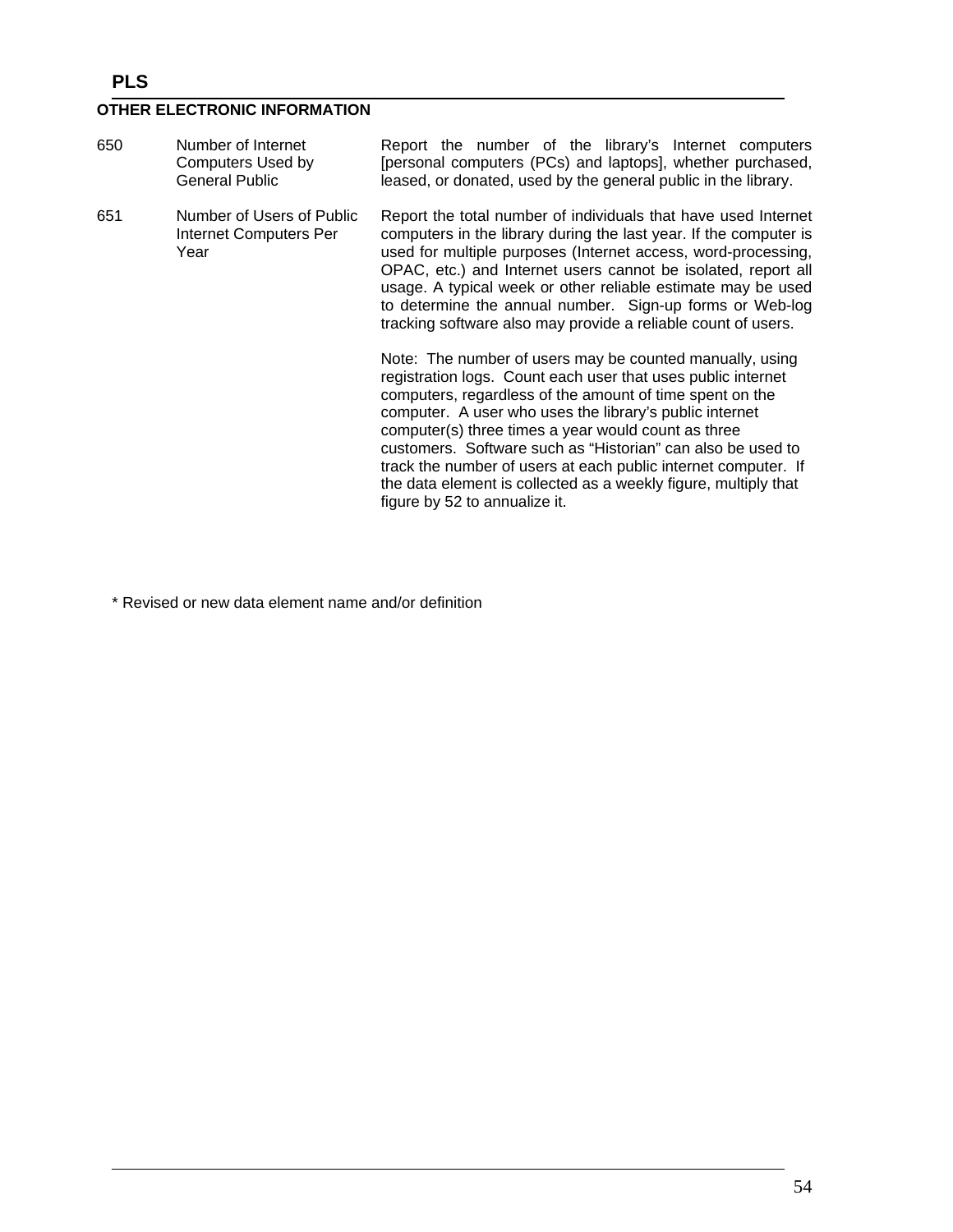**PLS**

**OTHER ELECTRONIC INFORMATION**

| | | |
|---|---|---|
| 650 | Number of Internet Computers Used by General Public | Report the number of the library's Internet computers [personal computers (PCs) and laptops], whether purchased, leased, or donated, used by the general public in the library. |
| 651 | Number of Users of Public Internet Computers Per Year | Report the total number of individuals that have used Internet computers in the library during the last year. If the computer is used for multiple purposes (Internet access, word-processing, OPAC, etc.) and Internet users cannot be isolated, report all usage. A typical week or other reliable estimate may be used to determine the annual number. Sign-up forms or Web-log tracking software also may provide a reliable count of users.<br><br>Note: The number of users may be counted manually, using registration logs. Count each user that uses public internet computers, regardless of the amount of time spent on the computer. A user who uses the library's public internet computer(s) three times a year would count as three customers. Software such as "Historian" can also be used to track the number of users at each public internet computer. If the data element is collected as a weekly figure, multiply that figure by 52 to annualize it. |

\* Revised or new data element name and/or definition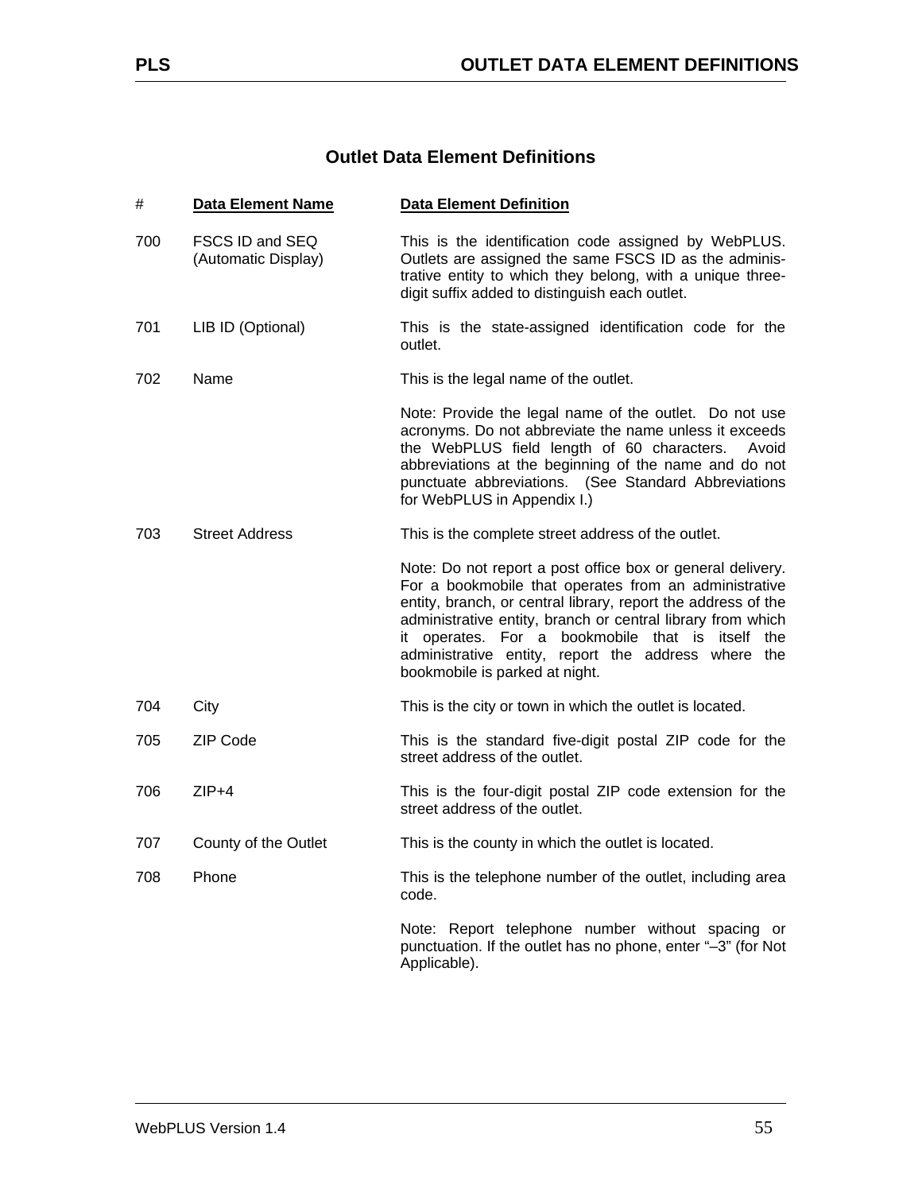# Outlet Data Element Definitions

| # | Data Element Name | Data Element Definition |
|---|---|---|
| 700 | FSCS ID and SEQ (Automatic Display) | This is the identification code assigned by WebPLUS. Outlets are assigned the same FSCS ID as the administrative entity to which they belong, with a unique three-digit suffix added to distinguish each outlet. |
| 701 | LIB ID (Optional) | This is the state-assigned identification code for the outlet. |
| 702 | Name | This is the legal name of the outlet. |
| | | Note: Provide the legal name of the outlet. Do not use acronyms. Do not abbreviate the name unless it exceeds the WebPLUS field length of 60 characters. Avoid abbreviations at the beginning of the name and do not punctuate abbreviations. (See Standard Abbreviations for WebPLUS in Appendix I.) |
| 703 | Street Address | This is the complete street address of the outlet. |
| | | Note: Do not report a post office box or general delivery. For a bookmobile that operates from an administrative entity, branch, or central library, report the address of the administrative entity, branch or central library from which it operates. For a bookmobile that is itself the administrative entity, report the address where the bookmobile is parked at night. |
| 704 | City | This is the city or town in which the outlet is located. |
| 705 | ZIP Code | This is the standard five-digit postal ZIP code for the street address of the outlet. |
| 706 | ZIP+4 | This is the four-digit postal ZIP code extension for the street address of the outlet. |
| 707 | County of the Outlet | This is the county in which the outlet is located. |
| 708 | Phone | This is the telephone number of the outlet, including area code. |
| | | Note: Report telephone number without spacing or punctuation. If the outlet has no phone, enter "–3" (for Not Applicable). |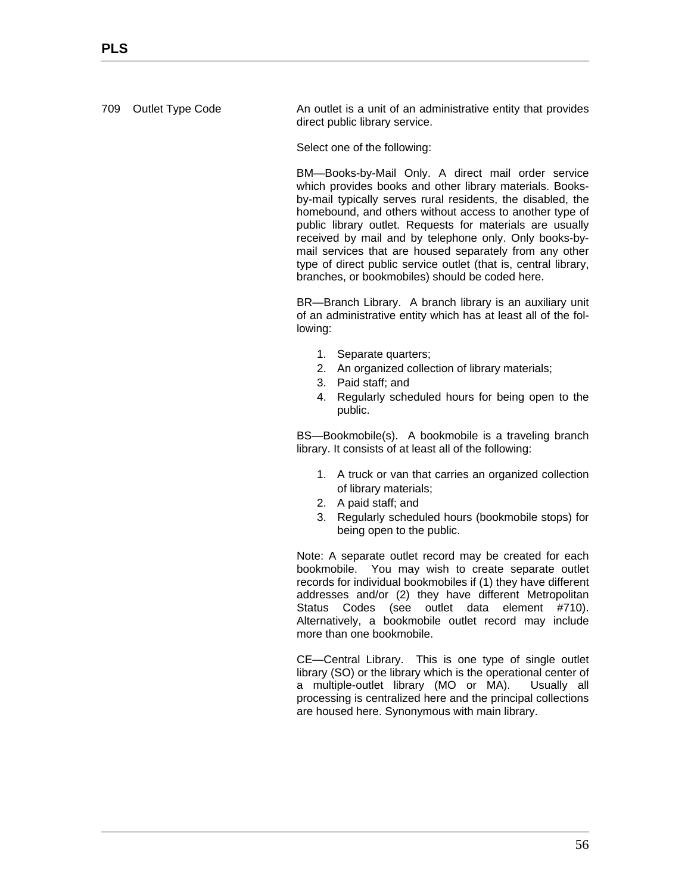**709 Outlet Type Code**

An outlet is a unit of an administrative entity that provides direct public library service.

Select one of the following:

BM—Books-by-Mail Only. A direct mail order service which provides books and other library materials. Books-by-mail typically serves rural residents, the disabled, the homebound, and others without access to another type of public library outlet. Requests for materials are usually received by mail and by telephone only. Only books-by-mail services that are housed separately from any other type of direct public service outlet (that is, central library, branches, or bookmobiles) should be coded here.

BR—Branch Library. A branch library is an auxiliary unit of an administrative entity which has at least all of the following:

1. Separate quarters;
2. An organized collection of library materials;
3. Paid staff; and
4. Regularly scheduled hours for being open to the public.

BS—Bookmobile(s). A bookmobile is a traveling branch library. It consists of at least all of the following:

1. A truck or van that carries an organized collection of library materials;
2. A paid staff; and
3. Regularly scheduled hours (bookmobile stops) for being open to the public.

Note: A separate outlet record may be created for each bookmobile. You may wish to create separate outlet records for individual bookmobiles if (1) they have different addresses and/or (2) they have different Metropolitan Status Codes (see outlet data element #710). Alternatively, a bookmobile outlet record may include more than one bookmobile.

CE—Central Library. This is one type of single outlet library (SO) or the library which is the operational center of a multiple-outlet library (MO or MA). Usually all processing is centralized here and the principal collections are housed here. Synonymous with main library.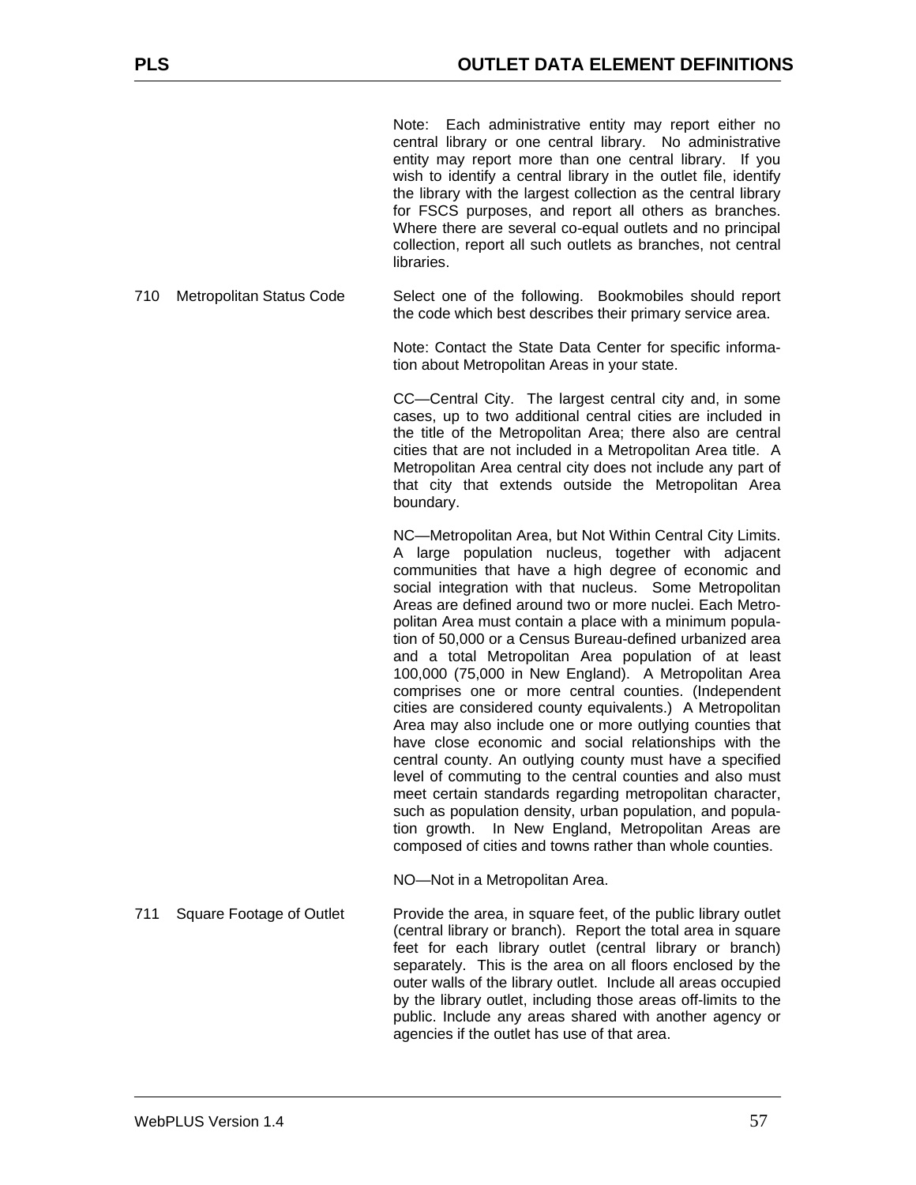Note: Each administrative entity may report either no central library or one central library. No administrative entity may report more than one central library. If you wish to identify a central library in the outlet file, identify the library with the largest collection as the central library for FSCS purposes, and report all others as branches. Where there are several co-equal outlets and no principal collection, report all such outlets as branches, not central libraries.

**710 Metropolitan Status Code**

Select one of the following. Bookmobiles should report the code which best describes their primary service area.

Note: Contact the State Data Center for specific information about Metropolitan Areas in your state.

CC—Central City. The largest central city and, in some cases, up to two additional central cities are included in the title of the Metropolitan Area; there also are central cities that are not included in a Metropolitan Area title. A Metropolitan Area central city does not include any part of that city that extends outside the Metropolitan Area boundary.

NC—Metropolitan Area, but Not Within Central City Limits. A large population nucleus, together with adjacent communities that have a high degree of economic and social integration with that nucleus. Some Metropolitan Areas are defined around two or more nuclei. Each Metropolitan Area must contain a place with a minimum population of 50,000 or a Census Bureau-defined urbanized area and a total Metropolitan Area population of at least 100,000 (75,000 in New England). A Metropolitan Area comprises one or more central counties. (Independent cities are considered county equivalents.) A Metropolitan Area may also include one or more outlying counties that have close economic and social relationships with the central county. An outlying county must have a specified level of commuting to the central counties and also must meet certain standards regarding metropolitan character, such as population density, urban population, and population growth. In New England, Metropolitan Areas are composed of cities and towns rather than whole counties.

NO—Not in a Metropolitan Area.

**711 Square Footage of Outlet**

Provide the area, in square feet, of the public library outlet (central library or branch). Report the total area in square feet for each library outlet (central library or branch) separately. This is the area on all floors enclosed by the outer walls of the library outlet. Include all areas occupied by the library outlet, including those areas off-limits to the public. Include any areas shared with another agency or agencies if the outlet has use of that area.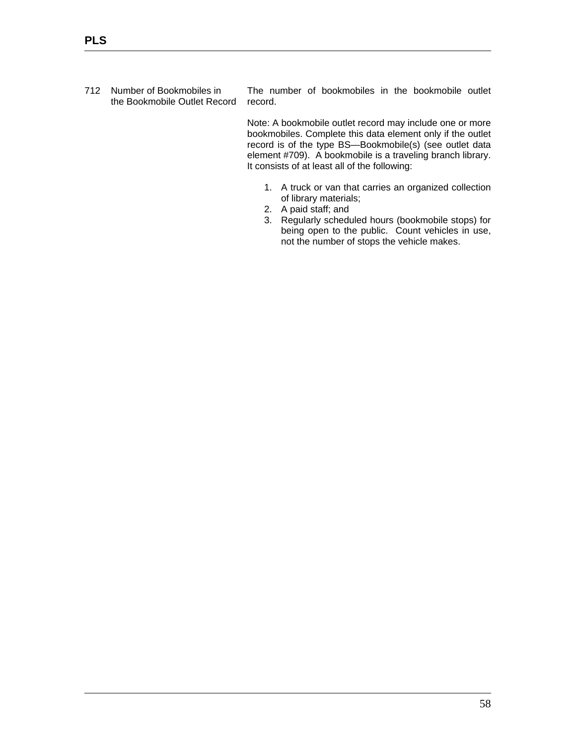| | | |
|---|---|---|
| 712 | Number of Bookmobiles in the Bookmobile Outlet Record | The number of bookmobiles in the bookmobile outlet record.<br><br>Note: A bookmobile outlet record may include one or more bookmobiles. Complete this data element only if the outlet record is of the type BS—Bookmobile(s) (see outlet data element #709). A bookmobile is a traveling branch library. It consists of at least all of the following:<br><br>1. A truck or van that carries an organized collection of library materials;<br>2. A paid staff; and<br>3. Regularly scheduled hours (bookmobile stops) for being open to the public. Count vehicles in use, not the number of stops the vehicle makes. |